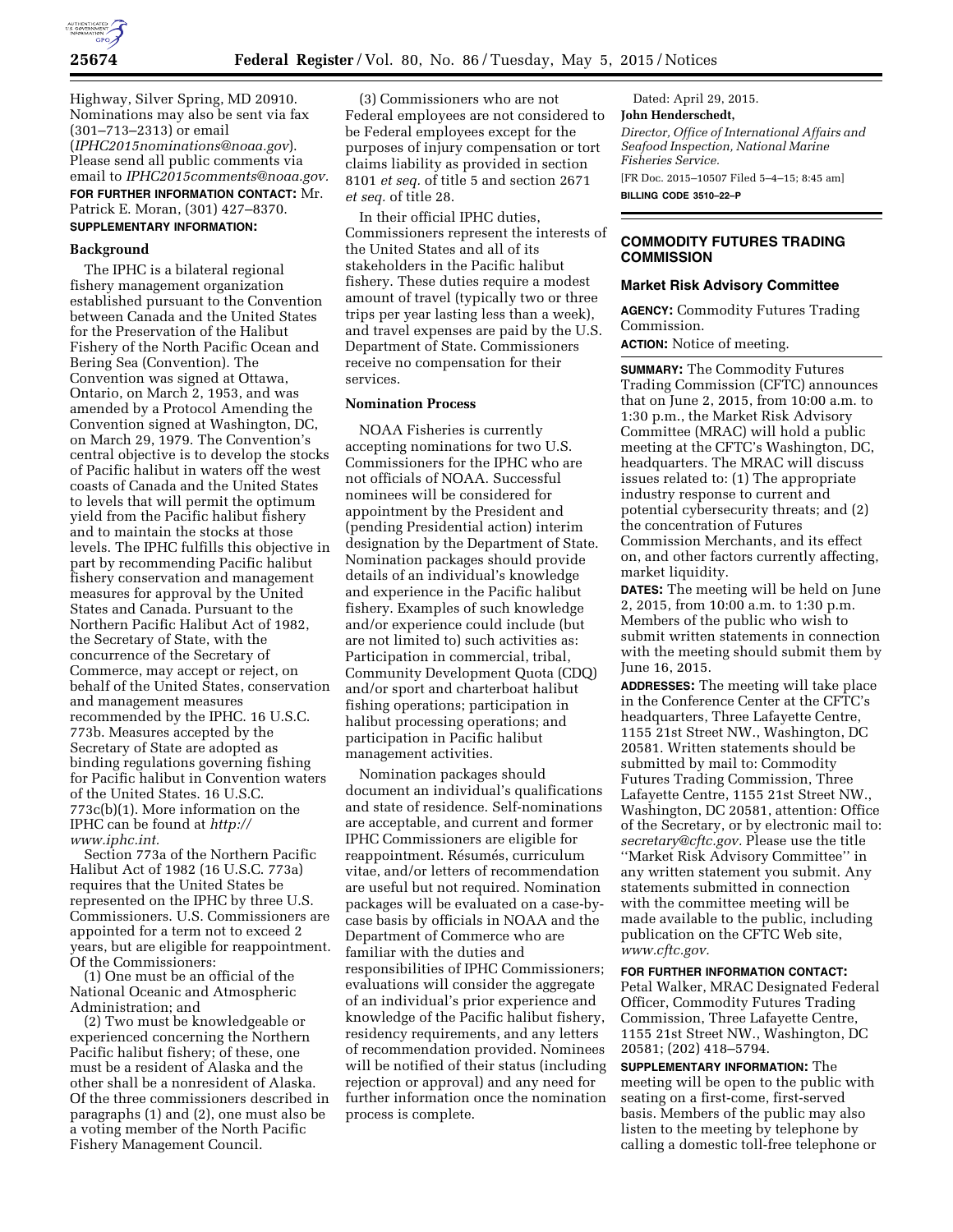Highway, Silver Spring, MD 20910. Nominations may also be sent via fax (301–713–2313) or email (*IPHC2015nominations@noaa.gov*). Please send all public comments via email to *IPHC2015comments@noaa.gov.*

**FOR FURTHER INFORMATION CONTACT:** Mr. Patrick E. Moran, (301) 427–8370.

**SUPPLEMENTARY INFORMATION:**

**Background**

The IPHC is a bilateral regional fishery management organization established pursuant to the Convention between Canada and the United States for the Preservation of the Halibut Fishery of the North Pacific Ocean and Bering Sea (Convention). The Convention was signed at Ottawa, Ontario, on March 2, 1953, and was amended by a Protocol Amending the Convention signed at Washington, DC, on March 29, 1979. The Convention's central objective is to develop the stocks of Pacific halibut in waters off the west coasts of Canada and the United States to levels that will permit the optimum yield from the Pacific halibut fishery and to maintain the stocks at those levels. The IPHC fulfills this objective in part by recommending Pacific halibut fishery conservation and management measures for approval by the United States and Canada. Pursuant to the Northern Pacific Halibut Act of 1982, the Secretary of State, with the concurrence of the Secretary of Commerce, may accept or reject, on behalf of the United States, conservation and management measures recommended by the IPHC. 16 U.S.C. 773b. Measures accepted by the Secretary of State are adopted as binding regulations governing fishing for Pacific halibut in Convention waters of the United States. 16 U.S.C. 773c(b)(1). More information on the IPHC can be found at *http://www.iphc.int.*

Section 773a of the Northern Pacific Halibut Act of 1982 (16 U.S.C. 773a) requires that the United States be represented on the IPHC by three U.S. Commissioners. U.S. Commissioners are appointed for a term not to exceed 2 years, but are eligible for reappointment. Of the Commissioners:

(1) One must be an official of the National Oceanic and Atmospheric Administration; and

(2) Two must be knowledgeable or experienced concerning the Northern Pacific halibut fishery; of these, one must be a resident of Alaska and the other shall be a nonresident of Alaska. Of the three commissioners described in paragraphs (1) and (2), one must also be a voting member of the North Pacific Fishery Management Council.

(3) Commissioners who are not Federal employees are not considered to be Federal employees except for the purposes of injury compensation or tort claims liability as provided in section 8101 *et seq.* of title 5 and section 2671 *et seq.* of title 28.

In their official IPHC duties, Commissioners represent the interests of the United States and all of its stakeholders in the Pacific halibut fishery. These duties require a modest amount of travel (typically two or three trips per year lasting less than a week), and travel expenses are paid by the U.S. Department of State. Commissioners receive no compensation for their services.

**Nomination Process**

NOAA Fisheries is currently accepting nominations for two U.S. Commissioners for the IPHC who are not officials of NOAA. Successful nominees will be considered for appointment by the President and (pending Presidential action) interim designation by the Department of State. Nomination packages should provide details of an individual's knowledge and experience in the Pacific halibut fishery. Examples of such knowledge and/or experience could include (but are not limited to) such activities as: Participation in commercial, tribal, Community Development Quota (CDQ) and/or sport and charterboat halibut fishing operations; participation in halibut processing operations; and participation in Pacific halibut management activities.

Nomination packages should document an individual's qualifications and state of residence. Self-nominations are acceptable, and current and former IPHC Commissioners are eligible for reappointment. Résumés, curriculum vitae, and/or letters of recommendation are useful but not required. Nomination packages will be evaluated on a case-by-case basis by officials in NOAA and the Department of Commerce who are familiar with the duties and responsibilities of IPHC Commissioners; evaluations will consider the aggregate of an individual's prior experience and knowledge of the Pacific halibut fishery, residency requirements, and any letters of recommendation provided. Nominees will be notified of their status (including rejection or approval) and any need for further information once the nomination process is complete.

Dated: April 29, 2015.

**John Henderschedt,**

*Director, Office of International Affairs and Seafood Inspection, National Marine Fisheries Service.*

[FR Doc. 2015–10507 Filed 5–4–15; 8:45 am]

**BILLING CODE 3510–22–P**

---

## COMMODITY FUTURES TRADING COMMISSION

### Market Risk Advisory Committee

**AGENCY:** Commodity Futures Trading Commission.

**ACTION:** Notice of meeting.

**SUMMARY:** The Commodity Futures Trading Commission (CFTC) announces that on June 2, 2015, from 10:00 a.m. to 1:30 p.m., the Market Risk Advisory Committee (MRAC) will hold a public meeting at the CFTC's Washington, DC, headquarters. The MRAC will discuss issues related to: (1) The appropriate industry response to current and potential cybersecurity threats; and (2) the concentration of Futures Commission Merchants, and its effect on, and other factors currently affecting, market liquidity.

**DATES:** The meeting will be held on June 2, 2015, from 10:00 a.m. to 1:30 p.m. Members of the public who wish to submit written statements in connection with the meeting should submit them by June 16, 2015.

**ADDRESSES:** The meeting will take place in the Conference Center at the CFTC's headquarters, Three Lafayette Centre, 1155 21st Street NW., Washington, DC 20581. Written statements should be submitted by mail to: Commodity Futures Trading Commission, Three Lafayette Centre, 1155 21st Street NW., Washington, DC 20581, attention: Office of the Secretary, or by electronic mail to: *secretary@cftc.gov.* Please use the title ''Market Risk Advisory Committee'' in any written statement you submit. Any statements submitted in connection with the committee meeting will be made available to the public, including publication on the CFTC Web site, *www.cftc.gov.*

**FOR FURTHER INFORMATION CONTACT:** Petal Walker, MRAC Designated Federal Officer, Commodity Futures Trading Commission, Three Lafayette Centre, 1155 21st Street NW., Washington, DC 20581; (202) 418–5794.

**SUPPLEMENTARY INFORMATION:** The meeting will be open to the public with seating on a first-come, first-served basis. Members of the public may also listen to the meeting by telephone by calling a domestic toll-free telephone or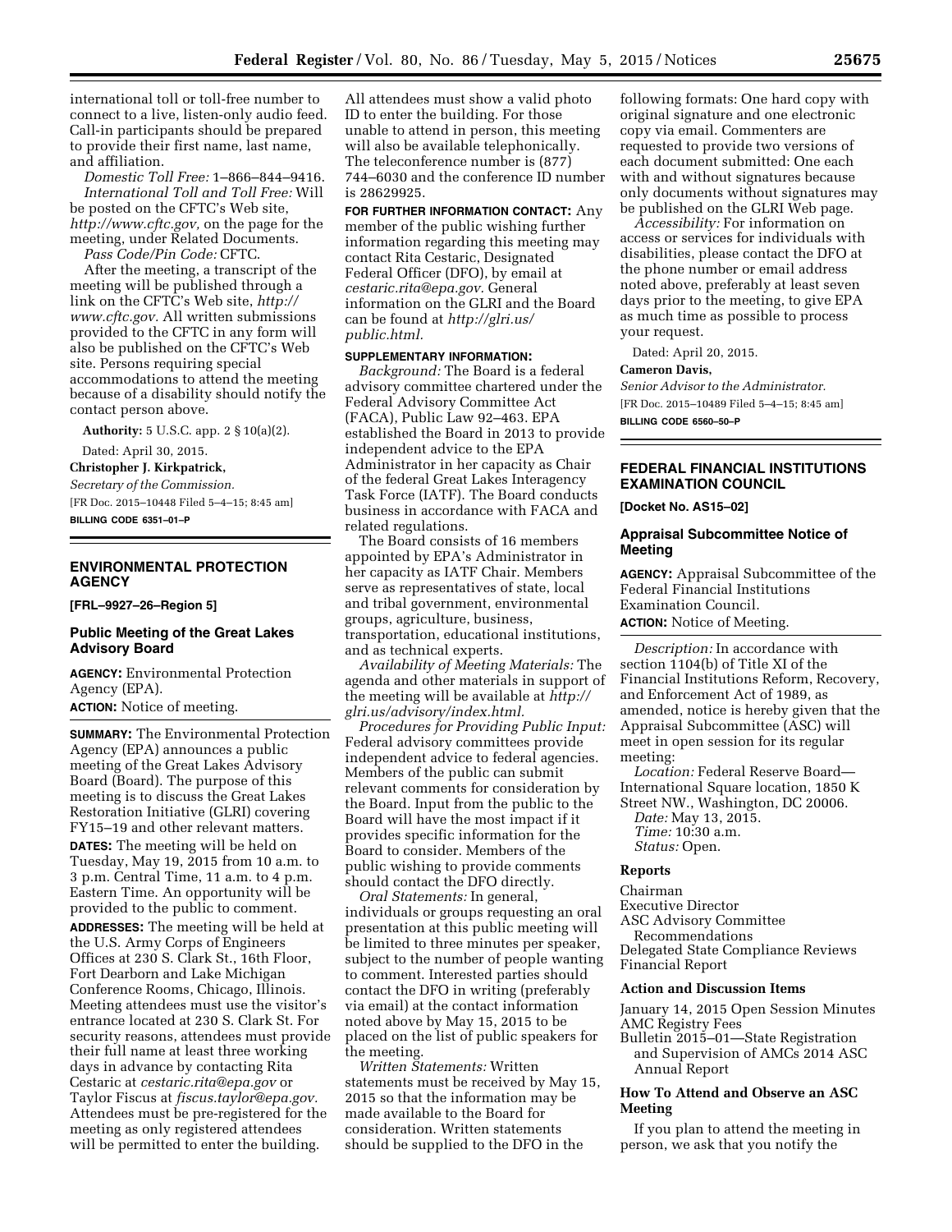international toll or toll-free number to connect to a live, listen-only audio feed. Call-in participants should be prepared to provide their first name, last name, and affiliation.

*Domestic Toll Free:* 1–866–844–9416.

*International Toll and Toll Free:* Will be posted on the CFTC's Web site, *http://www.cftc.gov,* on the page for the meeting, under Related Documents.

*Pass Code/Pin Code:* CFTC.

After the meeting, a transcript of the meeting will be published through a link on the CFTC's Web site, *http://www.cftc.gov.* All written submissions provided to the CFTC in any form will also be published on the CFTC's Web site. Persons requiring special accommodations to attend the meeting because of a disability should notify the contact person above.

**Authority:** 5 U.S.C. app. 2 § 10(a)(2).

Dated: April 30, 2015.

**Christopher J. Kirkpatrick,**

*Secretary of the Commission.*

[FR Doc. 2015–10448 Filed 5–4–15; 8:45 am]

**BILLING CODE 6351–01–P**

## ENVIRONMENTAL PROTECTION AGENCY

**[FRL–9927–26–Region 5]**

### Public Meeting of the Great Lakes Advisory Board

**AGENCY:** Environmental Protection Agency (EPA).

**ACTION:** Notice of meeting.

**SUMMARY:** The Environmental Protection Agency (EPA) announces a public meeting of the Great Lakes Advisory Board (Board). The purpose of this meeting is to discuss the Great Lakes Restoration Initiative (GLRI) covering FY15–19 and other relevant matters.

**DATES:** The meeting will be held on Tuesday, May 19, 2015 from 10 a.m. to 3 p.m. Central Time, 11 a.m. to 4 p.m. Eastern Time. An opportunity will be provided to the public to comment.

**ADDRESSES:** The meeting will be held at the U.S. Army Corps of Engineers Offices at 230 S. Clark St., 16th Floor, Fort Dearborn and Lake Michigan Conference Rooms, Chicago, Illinois. Meeting attendees must use the visitor's entrance located at 230 S. Clark St. For security reasons, attendees must provide their full name at least three working days in advance by contacting Rita Cestaric at *cestaric.rita@epa.gov* or Taylor Fiscus at *fiscus.taylor@epa.gov.* Attendees must be pre-registered for the meeting as only registered attendees will be permitted to enter the building. All attendees must show a valid photo ID to enter the building. For those unable to attend in person, this meeting will also be available telephonically. The teleconference number is (877) 744–6030 and the conference ID number is 28629925.

**FOR FURTHER INFORMATION CONTACT:** Any member of the public wishing further information regarding this meeting may contact Rita Cestaric, Designated Federal Officer (DFO), by email at *cestaric.rita@epa.gov.* General information on the GLRI and the Board can be found at *http://glri.us/public.html.*

**SUPPLEMENTARY INFORMATION:**

*Background:* The Board is a federal advisory committee chartered under the Federal Advisory Committee Act (FACA), Public Law 92–463. EPA established the Board in 2013 to provide independent advice to the EPA Administrator in her capacity as Chair of the federal Great Lakes Interagency Task Force (IATF). The Board conducts business in accordance with FACA and related regulations.

The Board consists of 16 members appointed by EPA's Administrator in her capacity as IATF Chair. Members serve as representatives of state, local and tribal government, environmental groups, agriculture, business, transportation, educational institutions, and as technical experts.

*Availability of Meeting Materials:* The agenda and other materials in support of the meeting will be available at *http://glri.us/advisory/index.html.*

*Procedures for Providing Public Input:* Federal advisory committees provide independent advice to federal agencies. Members of the public can submit relevant comments for consideration by the Board. Input from the public to the Board will have the most impact if it provides specific information for the Board to consider. Members of the public wishing to provide comments should contact the DFO directly.

*Oral Statements:* In general, individuals or groups requesting an oral presentation at this public meeting will be limited to three minutes per speaker, subject to the number of people wanting to comment. Interested parties should contact the DFO in writing (preferably via email) at the contact information noted above by May 15, 2015 to be placed on the list of public speakers for the meeting.

*Written Statements:* Written statements must be received by May 15, 2015 so that the information may be made available to the Board for consideration. Written statements should be supplied to the DFO in the following formats: One hard copy with original signature and one electronic copy via email. Commenters are requested to provide two versions of each document submitted: One each with and without signatures because only documents without signatures may be published on the GLRI Web page.

*Accessibility:* For information on access or services for individuals with disabilities, please contact the DFO at the phone number or email address noted above, preferably at least seven days prior to the meeting, to give EPA as much time as possible to process your request.

Dated: April 20, 2015.

**Cameron Davis,**

*Senior Advisor to the Administrator.*

[FR Doc. 2015–10489 Filed 5–4–15; 8:45 am]

**BILLING CODE 6560–50–P**

## FEDERAL FINANCIAL INSTITUTIONS EXAMINATION COUNCIL

**[Docket No. AS15–02]**

### Appraisal Subcommittee Notice of Meeting

**AGENCY:** Appraisal Subcommittee of the Federal Financial Institutions Examination Council.

**ACTION:** Notice of Meeting.

*Description:* In accordance with section 1104(b) of Title XI of the Financial Institutions Reform, Recovery, and Enforcement Act of 1989, as amended, notice is hereby given that the Appraisal Subcommittee (ASC) will meet in open session for its regular meeting:

*Location:* Federal Reserve Board—International Square location, 1850 K Street NW., Washington, DC 20006.

*Date:* May 13, 2015.

*Time:* 10:30 a.m.

*Status:* Open.

#### Reports

Chairman

Executive Director

ASC Advisory Committee Recommendations

Delegated State Compliance Reviews

Financial Report

#### Action and Discussion Items

January 14, 2015 Open Session Minutes

AMC Registry Fees

Bulletin 2015–01—State Registration and Supervision of AMCs 2014 ASC Annual Report

#### How To Attend and Observe an ASC Meeting

If you plan to attend the meeting in person, we ask that you notify the